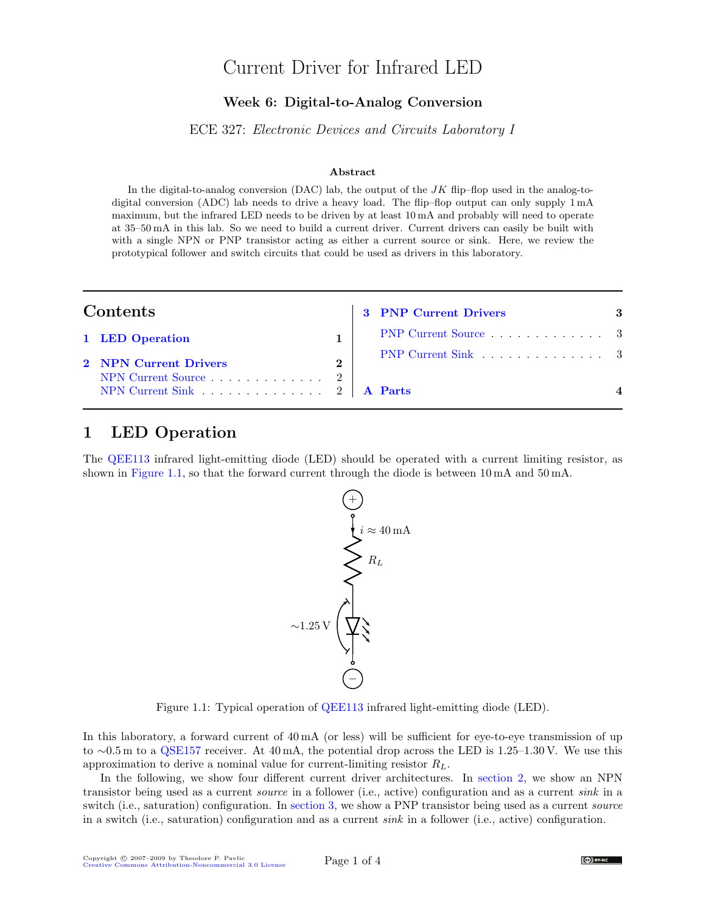# Current Driver for Infrared LED

### Week 6: Digital-to-Analog Conversion

ECE 327: *Electronic Devices and Circuits Laboratory I*

**Abstract**

In the digital-to-analog conversion (DAC) lab, the output of the $JK$ flip–flop used in the analog-to-digital conversion (ADC) lab needs to drive a heavy load. The flip–flop output can only supply 1 mA maximum, but the infrared LED needs to be driven by at least 10 mA and probably will need to operate at 35–50 mA in this lab. So we need to build a current driver. Current drivers can easily be built with with a single NPN or PNP transistor acting as either a current source or sink. Here, we review the prototypical follower and switch circuits that could be used as drivers in this laboratory.

## Contents

- 1 LED Operation — 1
- 2 NPN Current Drivers — 2
  - NPN Current Source — 2
  - NPN Current Sink — 2
- 3 PNP Current Drivers — 3
  - PNP Current Source — 3
  - PNP Current Sink — 3
- A Parts — 4

## 1 LED Operation

The QEE113 infrared light-emitting diode (LED) should be operated with a current limiting resistor, as shown in Figure 1.1, so that the forward current through the diode is between 10 mA and 50 mA.

Figure 1.1: Typical operation of QEE113 infrared light-emitting diode (LED).

In this laboratory, a forward current of 40 mA (or less) will be sufficient for eye-to-eye transmission of up to ∼0.5 m to a QSE157 receiver. At 40 mA, the potential drop across the LED is 1.25–1.30 V. We use this approximation to derive a nominal value for current-limiting resistor $R_L$.

In the following, we show four different current driver architectures. In section 2, we show an NPN transistor being used as a current *source* in a follower (i.e., active) configuration and as a current *sink* in a switch (i.e., saturation) configuration. In section 3, we show a PNP transistor being used as a current *source* in a switch (i.e., saturation) configuration and as a current *sink* in a follower (i.e., active) configuration.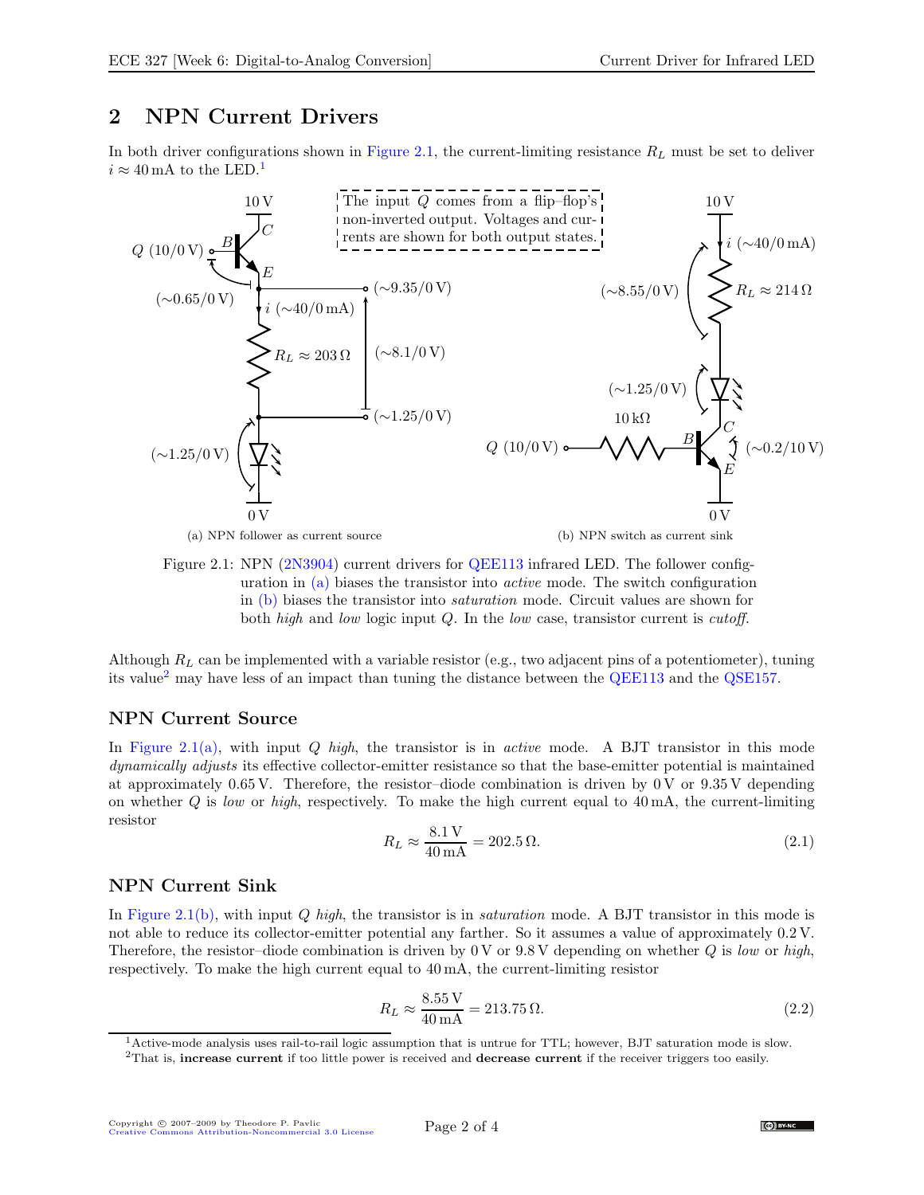## 2 NPN Current Drivers

In both driver configurations shown in Figure 2.1, the current-limiting resistance $R_L$ must be set to deliver $i \approx 40\,\text{mA}$ to the LED.[1]

The input $Q$ comes from a flip–flop's non-inverted output. Voltages and currents are shown for both output states.

(a) NPN follower as current source

(b) NPN switch as current sink

Figure 2.1: NPN (2N3904) current drivers for QEE113 infrared LED. The follower configuration in (a) biases the transistor into *active* mode. The switch configuration in (b) biases the transistor into *saturation* mode. Circuit values are shown for both *high* and *low* logic input $Q$. In the *low* case, transistor current is *cutoff*.

Although $R_L$ can be implemented with a variable resistor (e.g., two adjacent pins of a potentiometer), tuning its value[2] may have less of an impact than tuning the distance between the QEE113 and the QSE157.

### NPN Current Source

In Figure 2.1(a), with input $Q$ *high*, the transistor is in *active* mode. A BJT transistor in this mode *dynamically adjusts* its effective collector-emitter resistance so that the base-emitter potential is maintained at approximately $0.65\,\text{V}$. Therefore, the resistor–diode combination is driven by $0\,\text{V}$ or $9.35\,\text{V}$ depending on whether $Q$ is *low* or *high*, respectively. To make the high current equal to $40\,\text{mA}$, the current-limiting resistor

$$R_L \approx \frac{8.1\,\text{V}}{40\,\text{mA}} = 202.5\,\Omega. \tag{2.1}$$

### NPN Current Sink

In Figure 2.1(b), with input $Q$ *high*, the transistor is in *saturation* mode. A BJT transistor in this mode is not able to reduce its collector-emitter potential any farther. So it assumes a value of approximately $0.2\,\text{V}$. Therefore, the resistor–diode combination is driven by $0\,\text{V}$ or $9.8\,\text{V}$ depending on whether $Q$ is *low* or *high*, respectively. To make the high current equal to $40\,\text{mA}$, the current-limiting resistor

$$R_L \approx \frac{8.55\,\text{V}}{40\,\text{mA}} = 213.75\,\Omega. \tag{2.2}$$

[1] Active-mode analysis uses rail-to-rail logic assumption that is untrue for TTL; however, BJT saturation mode is slow.

[2] That is, **increase current** if too little power is received and **decrease current** if the receiver triggers too easily.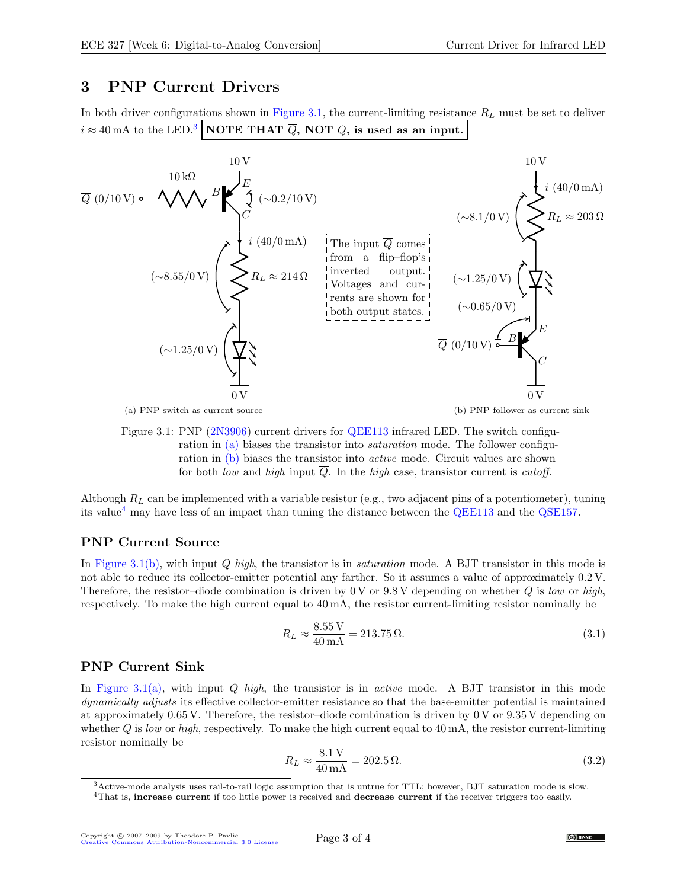## 3 PNP Current Drivers

In both driver configurations shown in Figure 3.1, the current-limiting resistance $R_L$ must be set to deliver $i \approx 40\,\text{mA}$ to the LED.[3] **NOTE THAT $\overline{Q}$, NOT $Q$, is used as an input.**

(a) PNP switch as current source

(b) PNP follower as current sink

Figure 3.1: PNP (2N3906) current drivers for QEE113 infrared LED. The switch configuration in (a) biases the transistor into *saturation* mode. The follower configuration in (b) biases the transistor into *active* mode. Circuit values are shown for both *low* and *high* input $\overline{Q}$. In the *high* case, transistor current is *cutoff*.

Although $R_L$ can be implemented with a variable resistor (e.g., two adjacent pins of a potentiometer), tuning its value[4] may have less of an impact than tuning the distance between the QEE113 and the QSE157.

### PNP Current Source

In Figure 3.1(b), with input $Q$ *high*, the transistor is in *saturation* mode. A BJT transistor in this mode is not able to reduce its collector-emitter potential any farther. So it assumes a value of approximately 0.2 V. Therefore, the resistor–diode combination is driven by 0 V or 9.8 V depending on whether $Q$ is *low* or *high*, respectively. To make the high current equal to 40 mA, the resistor current-limiting resistor nominally be

$$R_L \approx \frac{8.55\,\text{V}}{40\,\text{mA}} = 213.75\,\Omega. \tag{3.1}$$

### PNP Current Sink

In Figure 3.1(a), with input $Q$ *high*, the transistor is in *active* mode. A BJT transistor in this mode *dynamically adjusts* its effective collector-emitter resistance so that the base-emitter potential is maintained at approximately 0.65 V. Therefore, the resistor–diode combination is driven by 0 V or 9.35 V depending on whether $Q$ is *low* or *high*, respectively. To make the high current equal to 40 mA, the resistor current-limiting resistor nominally be

$$R_L \approx \frac{8.1\,\text{V}}{40\,\text{mA}} = 202.5\,\Omega. \tag{3.2}$$

[3] Active-mode analysis uses rail-to-rail logic assumption that is untrue for TTL; however, BJT saturation mode is slow.

[4] That is, **increase current** if too little power is received and **decrease current** if the receiver triggers too easily.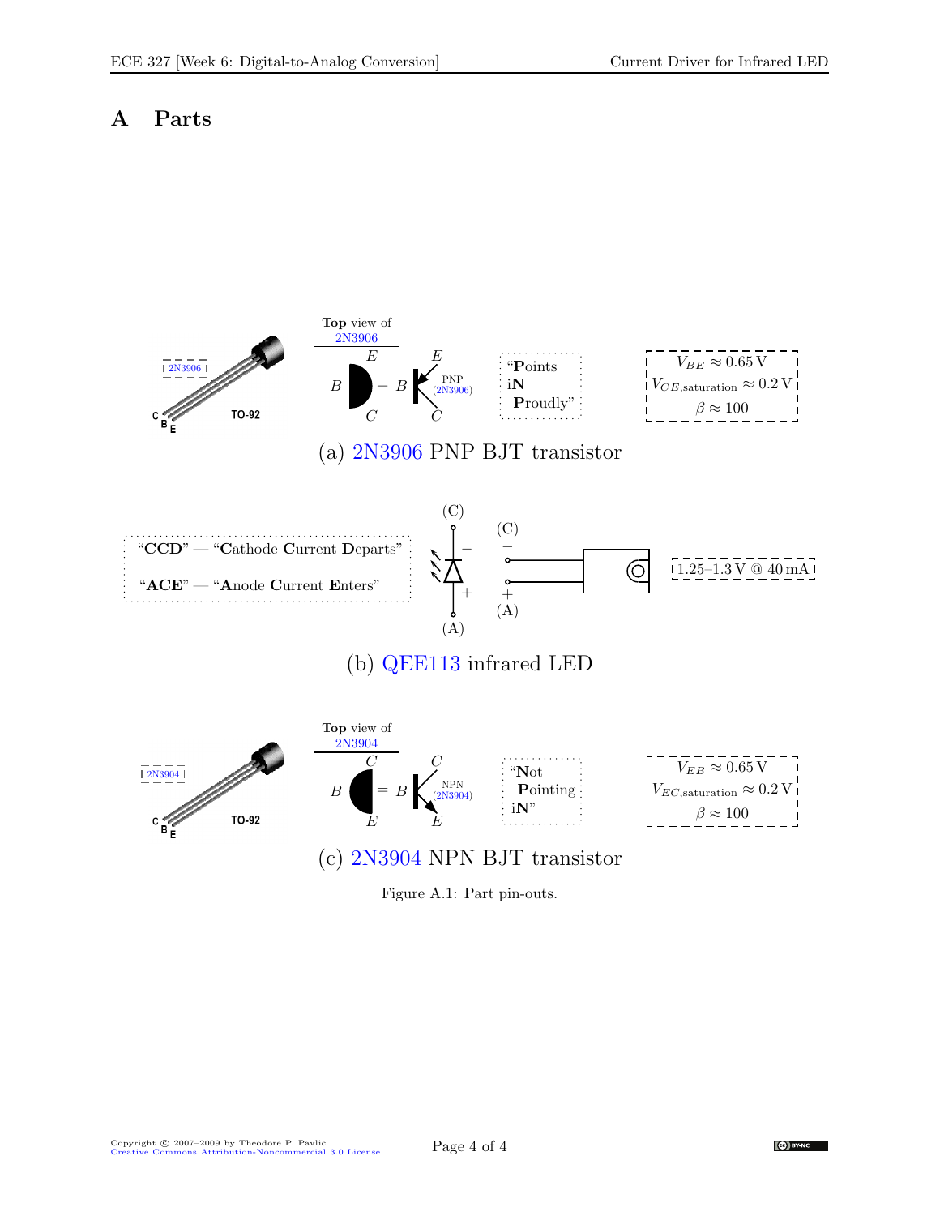# A Parts

2N3906

C B E

TO-92

**Top** view of 2N3906

B E C = B E C PNP (2N3906)

"**P**oints i**N** **P**roudly"

$V_{BE} \approx 0.65\,\text{V}$
$V_{CE,\text{saturation}} \approx 0.2\,\text{V}$
$\beta \approx 100$

(a) 2N3906 PNP BJT transistor

"**CCD**" — "**C**athode **C**urrent **D**eparts"

"**ACE**" — "**A**node **C**urrent **E**nters"

(C) − + (A)

(C) − + (A)

1.25–1.3 V @ 40 mA

(b) QEE113 infrared LED

2N3904

C B E

TO-92

**Top** view of 2N3904

B C E = B C E NPN (2N3904)

"**N**ot **P**ointing i**N**"

$V_{EB} \approx 0.65\,\text{V}$
$V_{EC,\text{saturation}} \approx 0.2\,\text{V}$
$\beta \approx 100$

(c) 2N3904 NPN BJT transistor

Figure A.1: Part pin-outs.